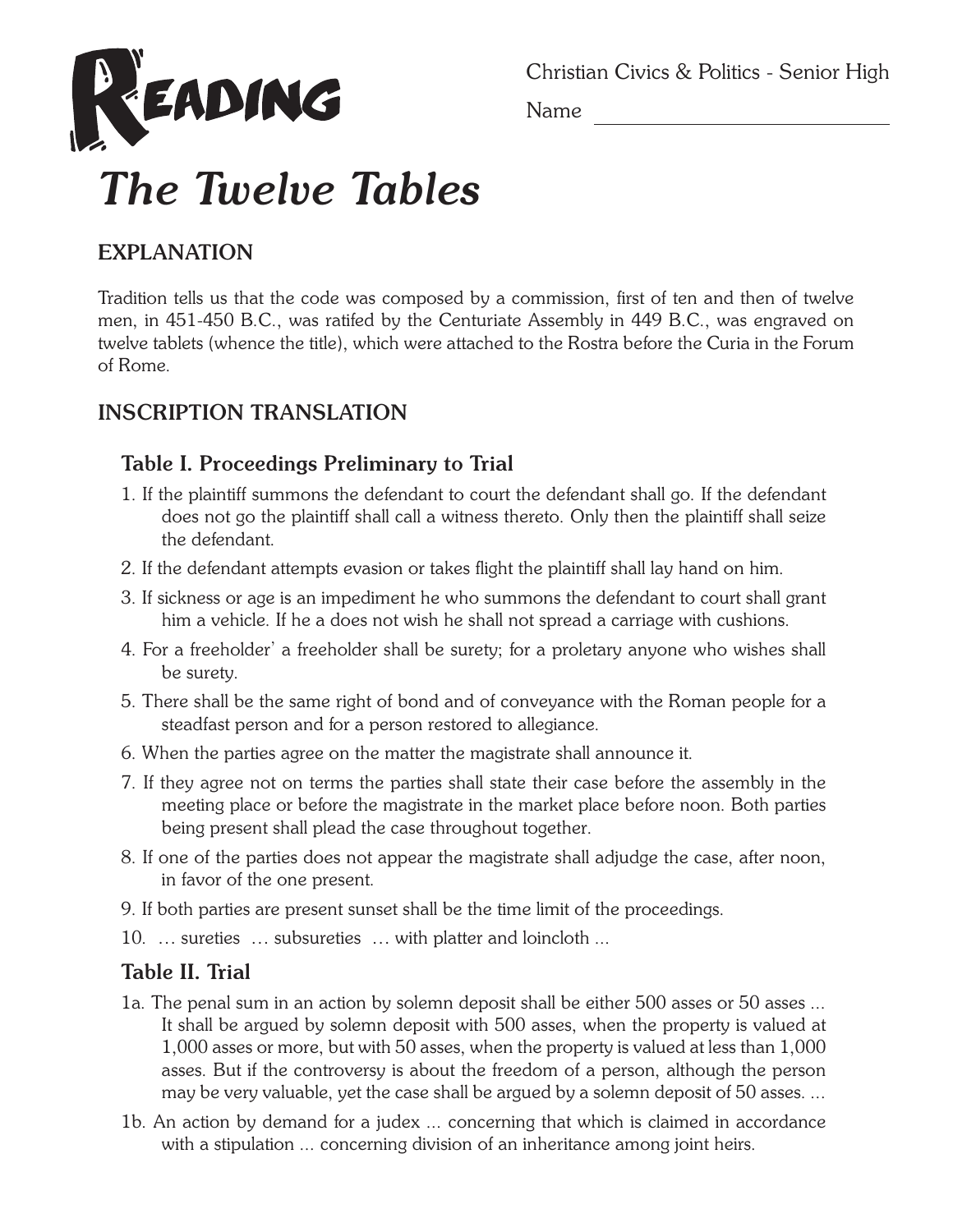READING

Christian Civics & Politics - Senior High

Name ____________________________

# The Twelve Tables

## EXPLANATION

Tradition tells us that the code was composed by a commission, first of ten and then of twelve men, in 451-450 B.C., was ratifed by the Centuriate Assembly in 449 B.C., was engraved on twelve tablets (whence the title), which were attached to the Rostra before the Curia in the Forum of Rome.

## INSCRIPTION TRANSLATION

### Table I. Proceedings Preliminary to Trial

1. If the plaintiff summons the defendant to court the defendant shall go. If the defendant does not go the plaintiff shall call a witness thereto. Only then the plaintiff shall seize the defendant.
2. If the defendant attempts evasion or takes flight the plaintiff shall lay hand on him.
3. If sickness or age is an impediment he who summons the defendant to court shall grant him a vehicle. If he a does not wish he shall not spread a carriage with cushions.
4. For a freeholder' a freeholder shall be surety; for a proletary anyone who wishes shall be surety.
5. There shall be the same right of bond and of conveyance with the Roman people for a steadfast person and for a person restored to allegiance.
6. When the parties agree on the matter the magistrate shall announce it.
7. If they agree not on terms the parties shall state their case before the assembly in the meeting place or before the magistrate in the market place before noon. Both parties being present shall plead the case throughout together.
8. If one of the parties does not appear the magistrate shall adjudge the case, after noon, in favor of the one present.
9. If both parties are present sunset shall be the time limit of the proceedings.
10. … sureties … subsureties … with platter and loincloth ...

### Table II. Trial

1a. The penal sum in an action by solemn deposit shall be either 500 asses or 50 asses ... It shall be argued by solemn deposit with 500 asses, when the property is valued at 1,000 asses or more, but with 50 asses, when the property is valued at less than 1,000 asses. But if the controversy is about the freedom of a person, although the person may be very valuable, yet the case shall be argued by a solemn deposit of 50 asses. ...

1b. An action by demand for a judex ... concerning that which is claimed in accordance with a stipulation ... concerning division of an inheritance among joint heirs.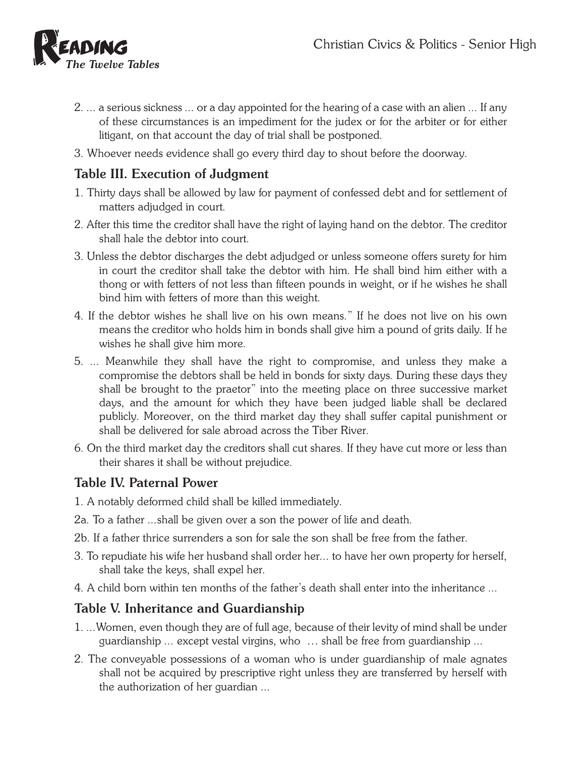2. ... a serious sickness ... or a day appointed for the hearing of a case with an alien ... If any of these circumstances is an impediment for the judex or for the arbiter or for either litigant, on that account the day of trial shall be postponed.

3. Whoever needs evidence shall go every third day to shout before the doorway.

### Table III. Execution of Judgment

1. Thirty days shall be allowed by law for payment of confessed debt and for settlement of matters adjudged in court.

2. After this time the creditor shall have the right of laying hand on the debtor. The creditor shall hale the debtor into court.

3. Unless the debtor discharges the debt adjudged or unless someone offers surety for him in court the creditor shall take the debtor with him. He shall bind him either with a thong or with fetters of not less than fifteen pounds in weight, or if he wishes he shall bind him with fetters of more than this weight.

4. If the debtor wishes he shall live on his own means." If he does not live on his own means the creditor who holds him in bonds shall give him a pound of grits daily. If he wishes he shall give him more.

5. ... Meanwhile they shall have the right to compromise, and unless they make a compromise the debtors shall be held in bonds for sixty days. During these days they shall be brought to the praetor" into the meeting place on three successive market days, and the amount for which they have been judged liable shall be declared publicly. Moreover, on the third market day they shall suffer capital punishment or shall be delivered for sale abroad across the Tiber River.

6. On the third market day the creditors shall cut shares. If they have cut more or less than their shares it shall be without prejudice.

### Table IV. Paternal Power

1. A notably deformed child shall be killed immediately.

2a. To a father ...shall be given over a son the power of life and death.

2b. If a father thrice surrenders a son for sale the son shall be free from the father.

3. To repudiate his wife her husband shall order her... to have her own property for herself, shall take the keys, shall expel her.

4. A child born within ten months of the father's death shall enter into the inheritance ...

### Table V. Inheritance and Guardianship

1. ...Women, even though they are of full age, because of their levity of mind shall be under guardianship ... except vestal virgins, who … shall be free from guardianship ...

2. The conveyable possessions of a woman who is under guardianship of male agnates shall not be acquired by prescriptive right unless they are transferred by herself with the authorization of her guardian ...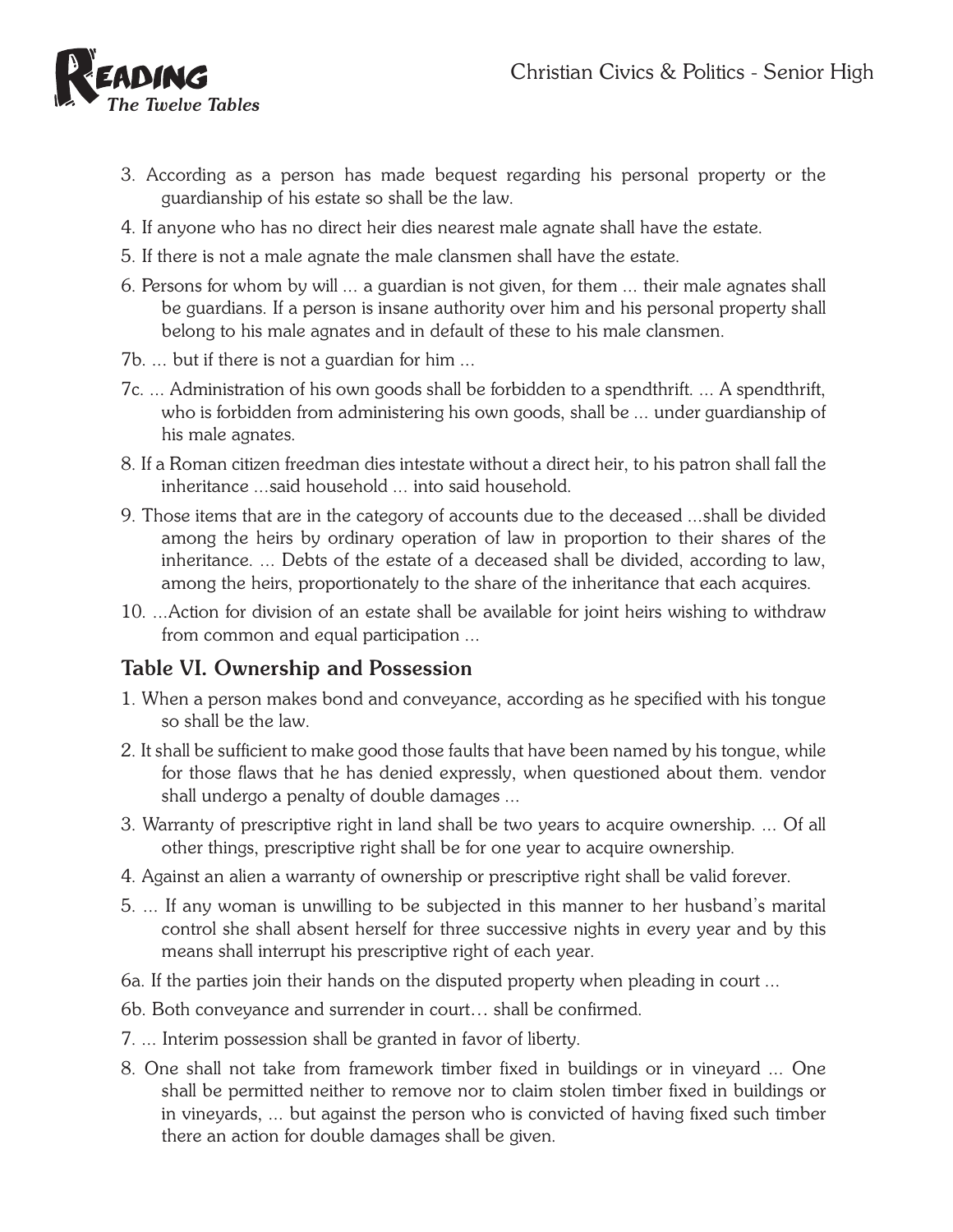3. According as a person has made bequest regarding his personal property or the guardianship of his estate so shall be the law.
4. If anyone who has no direct heir dies nearest male agnate shall have the estate.
5. If there is not a male agnate the male clansmen shall have the estate.
6. Persons for whom by will ... a guardian is not given, for them ... their male agnates shall be guardians. If a person is insane authority over him and his personal property shall belong to his male agnates and in default of these to his male clansmen.

7b. ... but if there is not a guardian for him ...

7c. ... Administration of his own goods shall be forbidden to a spendthrift. ... A spendthrift, who is forbidden from administering his own goods, shall be ... under guardianship of his male agnates.

8. If a Roman citizen freedman dies intestate without a direct heir, to his patron shall fall the inheritance ...said household ... into said household.
9. Those items that are in the category of accounts due to the deceased ...shall be divided among the heirs by ordinary operation of law in proportion to their shares of the inheritance. ... Debts of the estate of a deceased shall be divided, according to law, among the heirs, proportionately to the share of the inheritance that each acquires.
10. ...Action for division of an estate shall be available for joint heirs wishing to withdraw from common and equal participation ...

## Table VI. Ownership and Possession

1. When a person makes bond and conveyance, according as he specified with his tongue so shall be the law.
2. It shall be sufficient to make good those faults that have been named by his tongue, while for those flaws that he has denied expressly, when questioned about them. vendor shall undergo a penalty of double damages ...
3. Warranty of prescriptive right in land shall be two years to acquire ownership. ... Of all other things, prescriptive right shall be for one year to acquire ownership.
4. Against an alien a warranty of ownership or prescriptive right shall be valid forever.
5. ... If any woman is unwilling to be subjected in this manner to her husband's marital control she shall absent herself for three successive nights in every year and by this means shall interrupt his prescriptive right of each year.

6a. If the parties join their hands on the disputed property when pleading in court ...

6b. Both conveyance and surrender in court… shall be confirmed.

7. ... Interim possession shall be granted in favor of liberty.
8. One shall not take from framework timber fixed in buildings or in vineyard ... One shall be permitted neither to remove nor to claim stolen timber fixed in buildings or in vineyards, ... but against the person who is convicted of having fixed such timber there an action for double damages shall be given.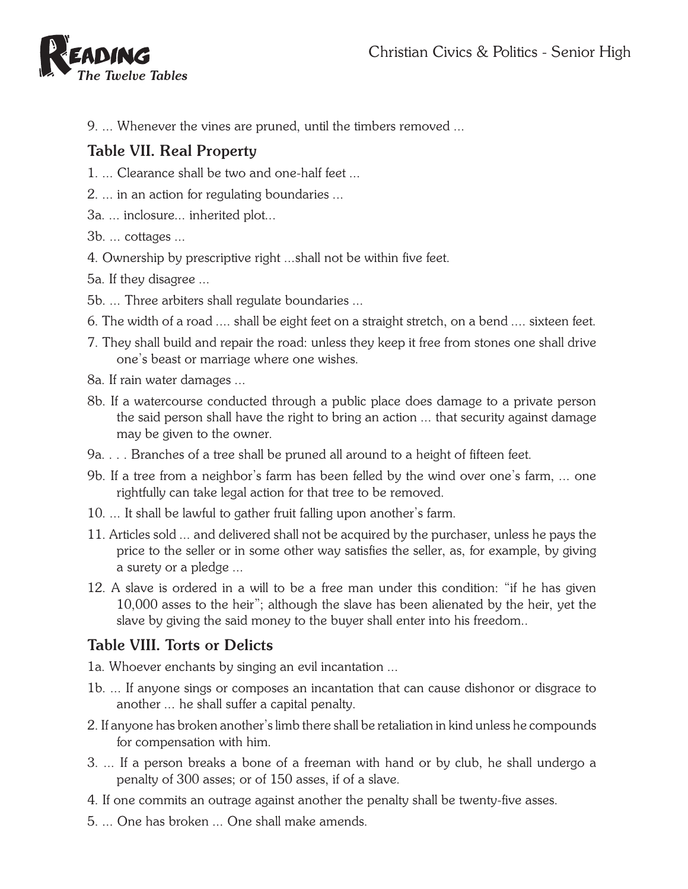9. ... Whenever the vines are pruned, until the timbers removed ...

## Table VII. Real Property

1. ... Clearance shall be two and one-half feet ...
2. ... in an action for regulating boundaries ...

3a. ... inclosure... inherited plot...

3b. ... cottages ...

4. Ownership by prescriptive right ...shall not be within five feet.

5a. If they disagree ...

5b. ... Three arbiters shall regulate boundaries ...

6. The width of a road .... shall be eight feet on a straight stretch, on a bend .... sixteen feet.
7. They shall build and repair the road: unless they keep it free from stones one shall drive one's beast or marriage where one wishes.

8a. If rain water damages ...

8b. If a watercourse conducted through a public place does damage to a private person the said person shall have the right to bring an action ... that security against damage may be given to the owner.

9a. . . . Branches of a tree shall be pruned all around to a height of fifteen feet.

9b. If a tree from a neighbor's farm has been felled by the wind over one's farm, ... one rightfully can take legal action for that tree to be removed.

10. ... It shall be lawful to gather fruit falling upon another's farm.
11. Articles sold ... and delivered shall not be acquired by the purchaser, unless he pays the price to the seller or in some other way satisfies the seller, as, for example, by giving a surety or a pledge ...
12. A slave is ordered in a will to be a free man under this condition: "if he has given 10,000 asses to the heir"; although the slave has been alienated by the heir, yet the slave by giving the said money to the buyer shall enter into his freedom..

## Table VIII. Torts or Delicts

1a. Whoever enchants by singing an evil incantation ...

1b. ... If anyone sings or composes an incantation that can cause dishonor or disgrace to another ... he shall suffer a capital penalty.

2. If anyone has broken another's limb there shall be retaliation in kind unless he compounds for compensation with him.
3. ... If a person breaks a bone of a freeman with hand or by club, he shall undergo a penalty of 300 asses; or of 150 asses, if of a slave.
4. If one commits an outrage against another the penalty shall be twenty-five asses.
5. ... One has broken ... One shall make amends.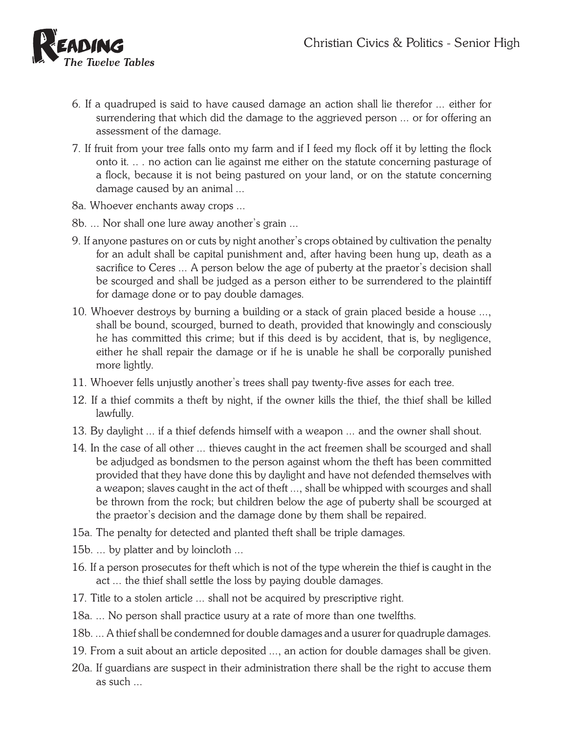6. If a quadruped is said to have caused damage an action shall lie therefor ... either for surrendering that which did the damage to the aggrieved person ... or for offering an assessment of the damage.

7. If fruit from your tree falls onto my farm and if I feed my flock off it by letting the flock onto it. .. . no action can lie against me either on the statute concerning pasturage of a flock, because it is not being pastured on your land, or on the statute concerning damage caused by an animal ...

8a. Whoever enchants away crops ...

8b. ... Nor shall one lure away another's grain ...

9. If anyone pastures on or cuts by night another's crops obtained by cultivation the penalty for an adult shall be capital punishment and, after having been hung up, death as a sacrifice to Ceres ... A person below the age of puberty at the praetor's decision shall be scourged and shall be judged as a person either to be surrendered to the plaintiff for damage done or to pay double damages.

10. Whoever destroys by burning a building or a stack of grain placed beside a house ..., shall be bound, scourged, burned to death, provided that knowingly and consciously he has committed this crime; but if this deed is by accident, that is, by negligence, either he shall repair the damage or if he is unable he shall be corporally punished more lightly.

11. Whoever fells unjustly another's trees shall pay twenty-five asses for each tree.

12. If a thief commits a theft by night, if the owner kills the thief, the thief shall be killed lawfully.

13. By daylight ... if a thief defends himself with a weapon ... and the owner shall shout.

14. In the case of all other ... thieves caught in the act freemen shall be scourged and shall be adjudged as bondsmen to the person against whom the theft has been committed provided that they have done this by daylight and have not defended themselves with a weapon; slaves caught in the act of theft ..., shall be whipped with scourges and shall be thrown from the rock; but children below the age of puberty shall be scourged at the praetor's decision and the damage done by them shall be repaired.

15a. The penalty for detected and planted theft shall be triple damages.

15b. ... by platter and by loincloth ...

16. If a person prosecutes for theft which is not of the type wherein the thief is caught in the act ... the thief shall settle the loss by paying double damages.

17. Title to a stolen article ... shall not be acquired by prescriptive right.

18a. ... No person shall practice usury at a rate of more than one twelfths.

18b. ... A thief shall be condemned for double damages and a usurer for quadruple damages.

19. From a suit about an article deposited ..., an action for double damages shall be given.

20a. If guardians are suspect in their administration there shall be the right to accuse them as such ...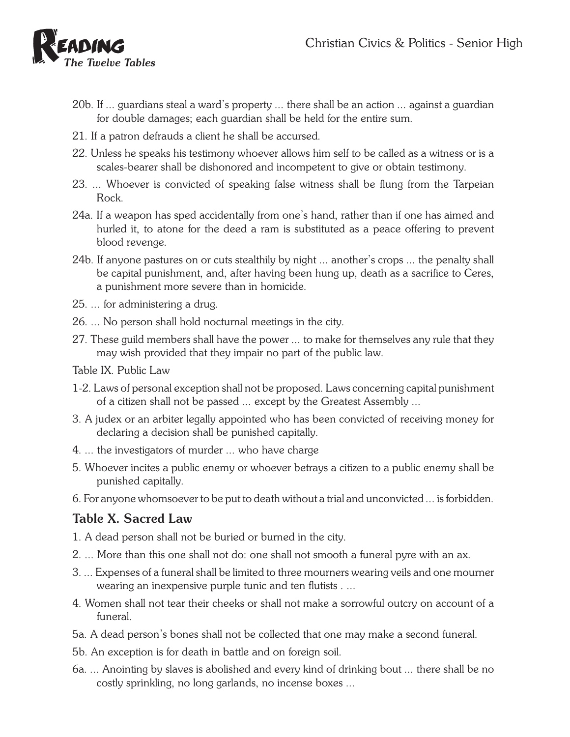20b. If ... guardians steal a ward's property ... there shall be an action ... against a guardian for double damages; each guardian shall be held for the entire sum.

21. If a patron defrauds a client he shall be accursed.

22. Unless he speaks his testimony whoever allows him self to be called as a witness or is a scales-bearer shall be dishonored and incompetent to give or obtain testimony.

23. ... Whoever is convicted of speaking false witness shall be flung from the Tarpeian Rock.

24a. If a weapon has sped accidentally from one's hand, rather than if one has aimed and hurled it, to atone for the deed a ram is substituted as a peace offering to prevent blood revenge.

24b. If anyone pastures on or cuts stealthily by night ... another's crops ... the penalty shall be capital punishment, and, after having been hung up, death as a sacrifice to Ceres, a punishment more severe than in homicide.

25. ... for administering a drug.

26. ... No person shall hold nocturnal meetings in the city.

27. These guild members shall have the power ... to make for themselves any rule that they may wish provided that they impair no part of the public law.

Table IX. Public Law

1-2. Laws of personal exception shall not be proposed. Laws concerning capital punishment of a citizen shall not be passed ... except by the Greatest Assembly ...

3. A judex or an arbiter legally appointed who has been convicted of receiving money for declaring a decision shall be punished capitally.

4. ... the investigators of murder ... who have charge

5. Whoever incites a public enemy or whoever betrays a citizen to a public enemy shall be punished capitally.

6. For anyone whomsoever to be put to death without a trial and unconvicted ... is forbidden.

## Table X. Sacred Law

1. A dead person shall not be buried or burned in the city.

2. ... More than this one shall not do: one shall not smooth a funeral pyre with an ax.

3. ... Expenses of a funeral shall be limited to three mourners wearing veils and one mourner wearing an inexpensive purple tunic and ten flutists . ...

4. Women shall not tear their cheeks or shall not make a sorrowful outcry on account of a funeral.

5a. A dead person's bones shall not be collected that one may make a second funeral.

5b. An exception is for death in battle and on foreign soil.

6a. ... Anointing by slaves is abolished and every kind of drinking bout ... there shall be no costly sprinkling, no long garlands, no incense boxes ...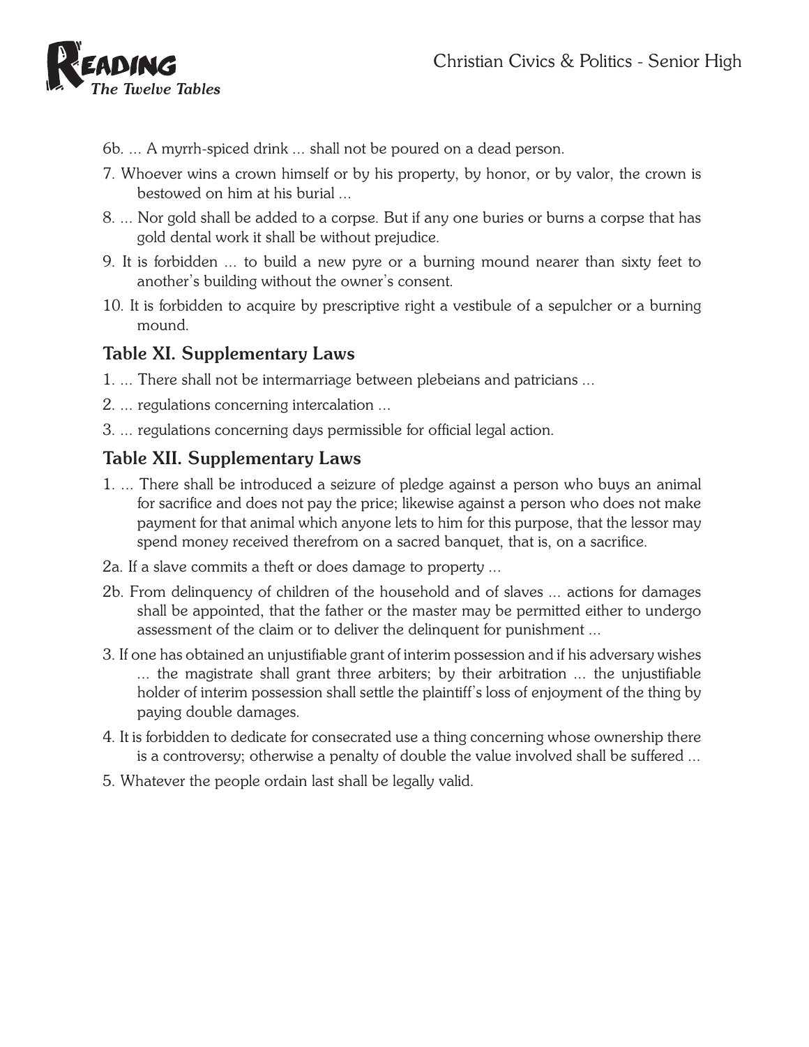6b. ... A myrrh-spiced drink ... shall not be poured on a dead person.

7. Whoever wins a crown himself or by his property, by honor, or by valor, the crown is bestowed on him at his burial ...

8. ... Nor gold shall be added to a corpse. But if any one buries or burns a corpse that has gold dental work it shall be without prejudice.

9. It is forbidden ... to build a new pyre or a burning mound nearer than sixty feet to another's building without the owner's consent.

10. It is forbidden to acquire by prescriptive right a vestibule of a sepulcher or a burning mound.

## Table XI. Supplementary Laws

1. ... There shall not be intermarriage between plebeians and patricians ...

2. ... regulations concerning intercalation ...

3. ... regulations concerning days permissible for official legal action.

## Table XII. Supplementary Laws

1. ... There shall be introduced a seizure of pledge against a person who buys an animal for sacrifice and does not pay the price; likewise against a person who does not make payment for that animal which anyone lets to him for this purpose, that the lessor may spend money received therefrom on a sacred banquet, that is, on a sacrifice.

2a. If a slave commits a theft or does damage to property ...

2b. From delinquency of children of the household and of slaves ... actions for damages shall be appointed, that the father or the master may be permitted either to undergo assessment of the claim or to deliver the delinquent for punishment ...

3. If one has obtained an unjustifiable grant of interim possession and if his adversary wishes ... the magistrate shall grant three arbiters; by their arbitration ... the unjustifiable holder of interim possession shall settle the plaintiff's loss of enjoyment of the thing by paying double damages.

4. It is forbidden to dedicate for consecrated use a thing concerning whose ownership there is a controversy; otherwise a penalty of double the value involved shall be suffered ...

5. Whatever the people ordain last shall be legally valid.